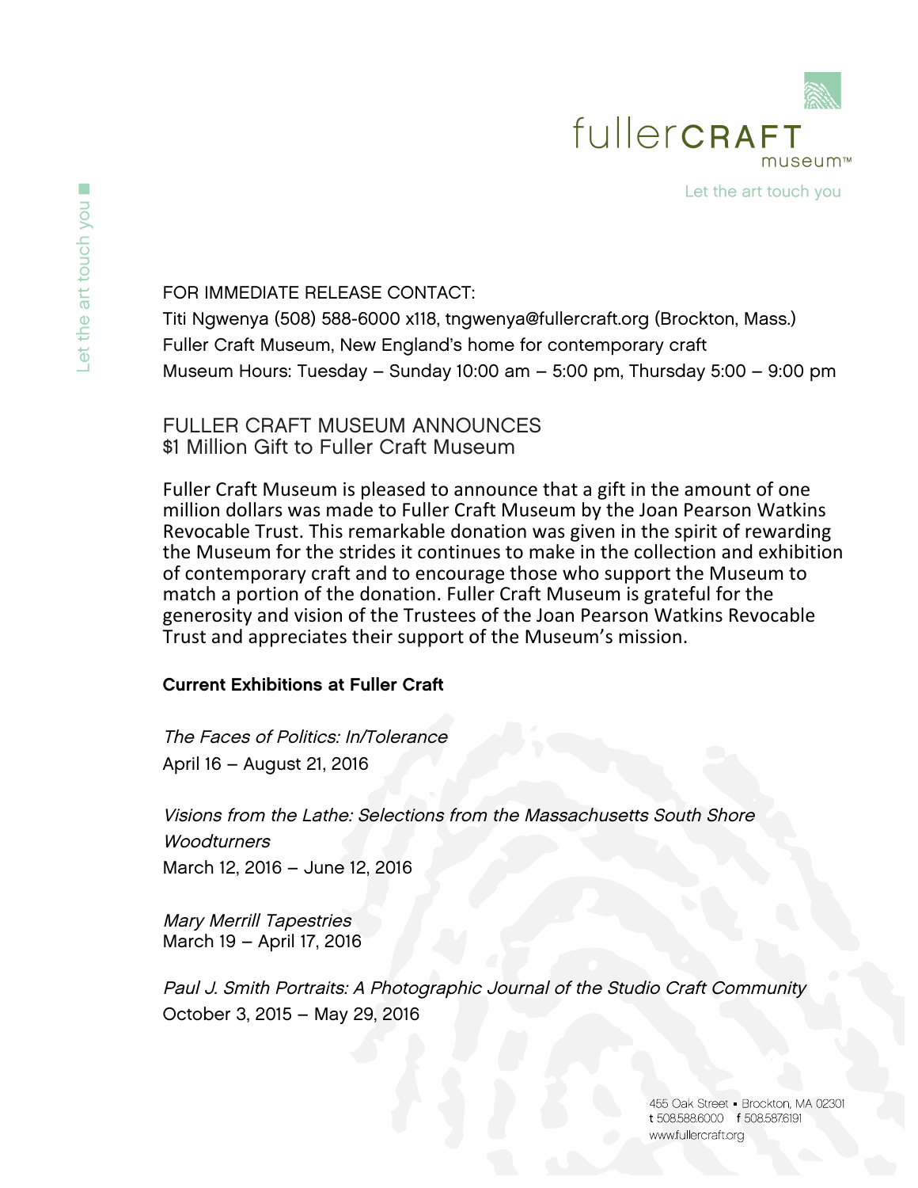fullerCRAFT museum™

Let the art touch you

FOR IMMEDIATE RELEASE CONTACT:
Titi Ngwenya (508) 588-6000 x118, tngwenya@fullercraft.org (Brockton, Mass.)
Fuller Craft Museum, New England's home for contemporary craft
Museum Hours: Tuesday – Sunday 10:00 am – 5:00 pm, Thursday 5:00 – 9:00 pm

# FULLER CRAFT MUSEUM ANNOUNCES $1 Million Gift to Fuller Craft Museum

Fuller Craft Museum is pleased to announce that a gift in the amount of one million dollars was made to Fuller Craft Museum by the Joan Pearson Watkins Revocable Trust. This remarkable donation was given in the spirit of rewarding the Museum for the strides it continues to make in the collection and exhibition of contemporary craft and to encourage those who support the Museum to match a portion of the donation. Fuller Craft Museum is grateful for the generosity and vision of the Trustees of the Joan Pearson Watkins Revocable Trust and appreciates their support of the Museum's mission.

**Current Exhibitions at Fuller Craft**

*The Faces of Politics: In/Tolerance*
April 16 – August 21, 2016

*Visions from the Lathe: Selections from the Massachusetts South Shore Woodturners*
March 12, 2016 – June 12, 2016

*Mary Merrill Tapestries*
March 19 – April 17, 2016

*Paul J. Smith Portraits: A Photographic Journal of the Studio Craft Community*
October 3, 2015 – May 29, 2016

455 Oak Street • Brockton, MA 02301
t 508.588.6000 f 508.587.6191
www.fullercraft.org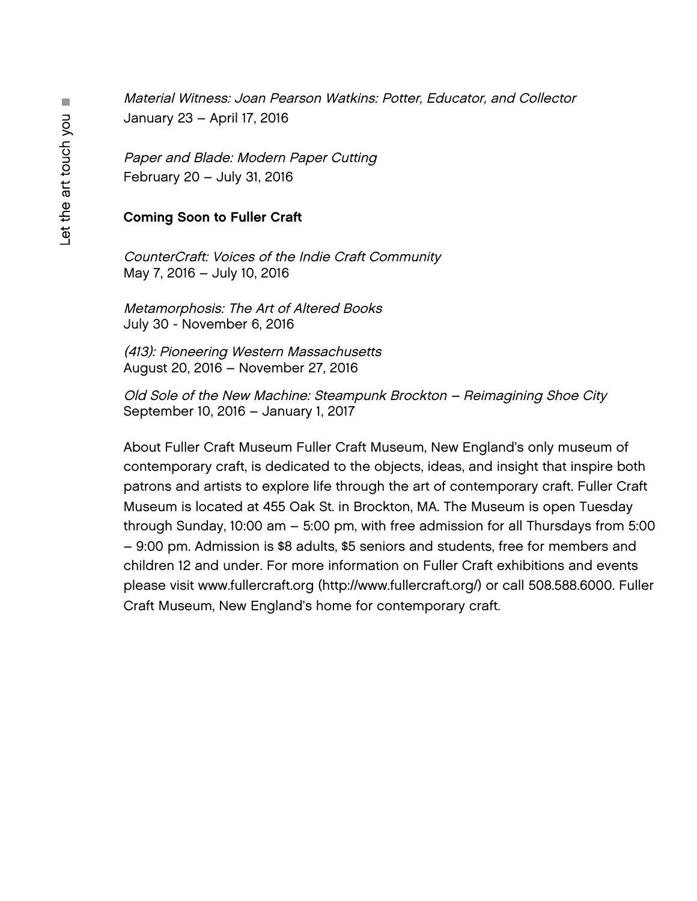*Material Witness: Joan Pearson Watkins: Potter, Educator, and Collector*
January 23 – April 17, 2016

*Paper and Blade: Modern Paper Cutting*
February 20 – July 31, 2016

**Coming Soon to Fuller Craft**

*CounterCraft: Voices of the Indie Craft Community*
May 7, 2016 – July 10, 2016

*Metamorphosis: The Art of Altered Books*
July 30 - November 6, 2016

*(413): Pioneering Western Massachusetts*
August 20, 2016 – November 27, 2016

*Old Sole of the New Machine: Steampunk Brockton – Reimagining Shoe City*
September 10, 2016 – January 1, 2017

About Fuller Craft Museum Fuller Craft Museum, New England's only museum of contemporary craft, is dedicated to the objects, ideas, and insight that inspire both patrons and artists to explore life through the art of contemporary craft. Fuller Craft Museum is located at 455 Oak St. in Brockton, MA. The Museum is open Tuesday through Sunday, 10:00 am – 5:00 pm, with free admission for all Thursdays from 5:00 – 9:00 pm. Admission is $8 adults, $5 seniors and students, free for members and children 12 and under. For more information on Fuller Craft exhibitions and events please visit www.fullercraft.org (http://www.fullercraft.org/) or call 508.588.6000. Fuller Craft Museum, New England's home for contemporary craft.